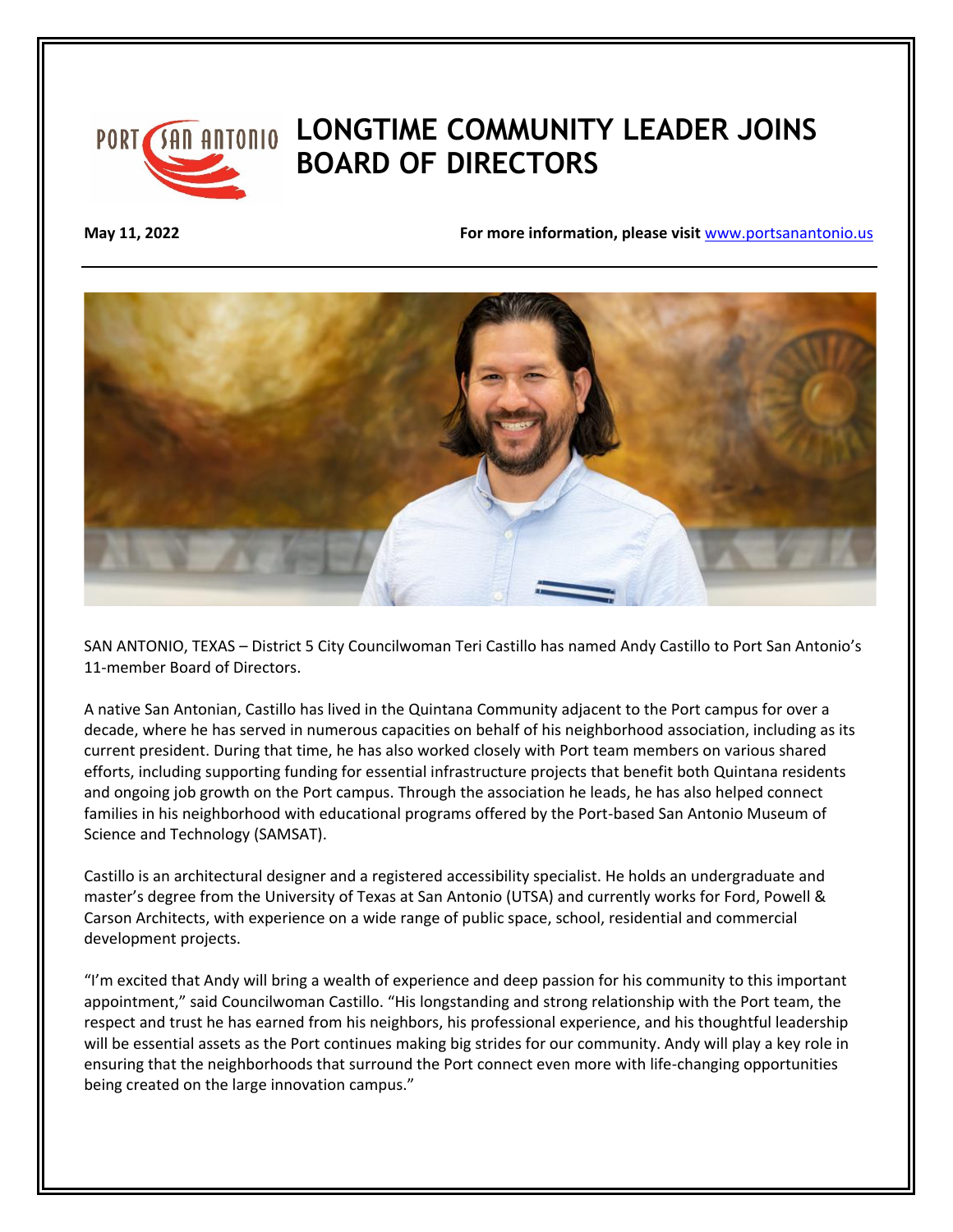# LONGTIME COMMUNITY LEADER JOINS BOARD OF DIRECTORS

**May 11, 2022** **For more information, please visit** www.portsanantonio.us

SAN ANTONIO, TEXAS – District 5 City Councilwoman Teri Castillo has named Andy Castillo to Port San Antonio's 11-member Board of Directors.

A native San Antonian, Castillo has lived in the Quintana Community adjacent to the Port campus for over a decade, where he has served in numerous capacities on behalf of his neighborhood association, including as its current president. During that time, he has also worked closely with Port team members on various shared efforts, including supporting funding for essential infrastructure projects that benefit both Quintana residents and ongoing job growth on the Port campus. Through the association he leads, he has also helped connect families in his neighborhood with educational programs offered by the Port-based San Antonio Museum of Science and Technology (SAMSAT).

Castillo is an architectural designer and a registered accessibility specialist. He holds an undergraduate and master's degree from the University of Texas at San Antonio (UTSA) and currently works for Ford, Powell & Carson Architects, with experience on a wide range of public space, school, residential and commercial development projects.

"I'm excited that Andy will bring a wealth of experience and deep passion for his community to this important appointment," said Councilwoman Castillo. "His longstanding and strong relationship with the Port team, the respect and trust he has earned from his neighbors, his professional experience, and his thoughtful leadership will be essential assets as the Port continues making big strides for our community. Andy will play a key role in ensuring that the neighborhoods that surround the Port connect even more with life-changing opportunities being created on the large innovation campus."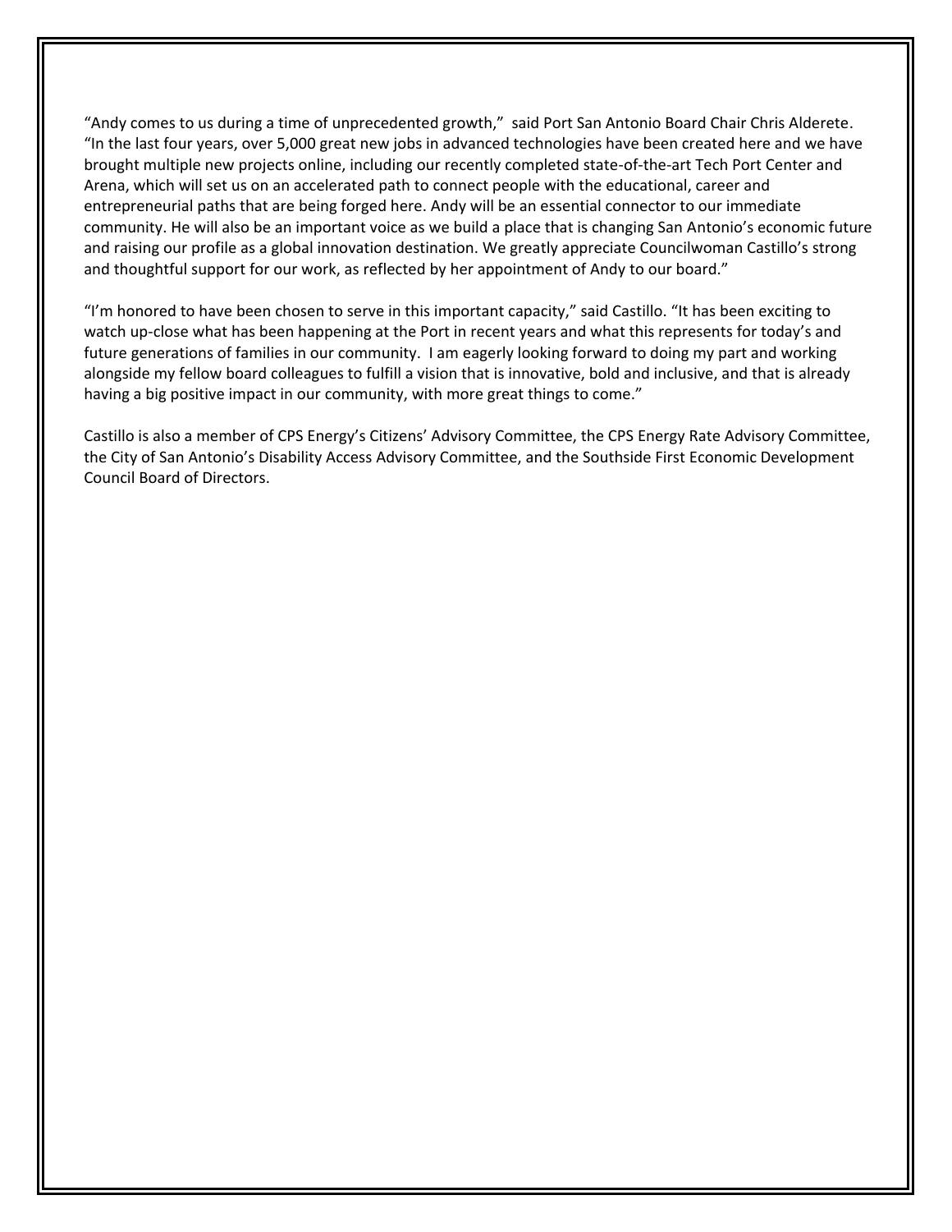"Andy comes to us during a time of unprecedented growth," said Port San Antonio Board Chair Chris Alderete. "In the last four years, over 5,000 great new jobs in advanced technologies have been created here and we have brought multiple new projects online, including our recently completed state-of-the-art Tech Port Center and Arena, which will set us on an accelerated path to connect people with the educational, career and entrepreneurial paths that are being forged here. Andy will be an essential connector to our immediate community. He will also be an important voice as we build a place that is changing San Antonio's economic future and raising our profile as a global innovation destination. We greatly appreciate Councilwoman Castillo's strong and thoughtful support for our work, as reflected by her appointment of Andy to our board."

"I'm honored to have been chosen to serve in this important capacity," said Castillo. "It has been exciting to watch up-close what has been happening at the Port in recent years and what this represents for today's and future generations of families in our community. I am eagerly looking forward to doing my part and working alongside my fellow board colleagues to fulfill a vision that is innovative, bold and inclusive, and that is already having a big positive impact in our community, with more great things to come."

Castillo is also a member of CPS Energy's Citizens' Advisory Committee, the CPS Energy Rate Advisory Committee, the City of San Antonio's Disability Access Advisory Committee, and the Southside First Economic Development Council Board of Directors.